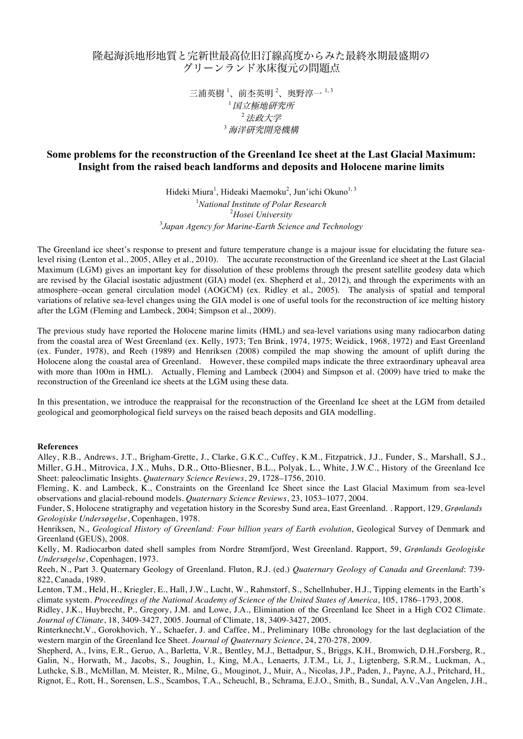# 隆起海浜地形地質と完新世最高位旧汀線高度からみた最終氷期最盛期のグリーンランド氷床復元の問題点

三浦英樹[1]、前杢英明[2]、奥野淳一[1,3]

[1] *国立極地研究所*
[2] *法政大学*
[3] *海洋研究開発機構*

## Some problems for the reconstruction of the Greenland Ice sheet at the Last Glacial Maximum: Insight from the raised beach landforms and deposits and Holocene marine limits

Hideki Miura[1], Hideaki Maemoku[2], Jun'ichi Okuno[1,3]

[1] *National Institute of Polar Research*
[2] *Hosei University*
[3] *Japan Agency for Marine-Earth Science and Technology*

The Greenland ice sheet's response to present and future temperature change is a majour issue for elucidating the future sea-level rising (Lenton et al., 2005, Alley et al., 2010). The accurate reconstruction of the Greenland ice sheet at the Last Glacial Maximum (LGM) gives an important key for dissolution of these problems through the present satellite geodesy data which are revised by the Glacial isostatic adjustment (GIA) model (ex. Shepherd et al., 2012), and through the experiments with an atmosphere–ocean general circulation model (AOGCM) (ex. Ridley et al., 2005). The analysis of spatial and temporal variations of relative sea-level changes using the GIA model is one of useful tools for the reconstruction of ice melting history after the LGM (Fleming and Lambeck, 2004; Simpson et al., 2009).

The previous study have reported the Holocene marine limits (HML) and sea-level variations using many radiocarbon dating from the coastal area of West Greenland (ex. Kelly, 1973; Ten Brink, 1974, 1975; Weidick, 1968, 1972) and East Greenland (ex. Funder, 1978), and Reeh (1989) and Henriksen (2008) compiled the map showing the amount of uplift during the Holocene along the coastal area of Greenland. However, these compiled maps indicate the three extraordinary upheaval area with more than 100m in HML). Actually, Fleming and Lambeck (2004) and Simpson et al. (2009) have tried to make the reconstruction of the Greenland ice sheets at the LGM using these data.

In this presentation, we introduce the reappraisal for the reconstruction of the Greenland Ice sheet at the LGM from detailed geological and geomorphological field surveys on the raised beach deposits and GIA modelling.

### References

Alley, R.B., Andrews, J.T., Brigham-Grette, J., Clarke, G.K.C., Cuffey, K.M., Fitzpatrick, J.J., Funder, S., Marshall, S.J., Miller, G.H., Mitrovica, J.X., Muhs, D.R., Otto-Bliesner, B.L., Polyak, L., White, J.W.C., History of the Greenland Ice Sheet: paleoclimatic Insights. *Quaternary Science Reviews*, 29, 1728–1756, 2010.

Fleming, K. and Lambeck, K., Constraints on the Greenland Ice Sheet since the Last Glacial Maximum from sea-level observations and glacial-rebound models. *Quaternary Science Reviews*, 23, 1053–1077, 2004.

Funder, S, Holocene stratigraphy and vegetation history in the Scoresby Sund area, East Greenland. . Rapport, 129, *Grønlands Geologiske Undersøgelse*, Copenhagen, 1978.

Henriksen, N., *Geological History of Greenland: Four billion years of Earth evolution*, Geological Survey of Denmark and Greenland (GEUS), 2008.

Kelly, M. Radiocarbon dated shell samples from Nordre Strømfjord, West Greenland. Rapport, 59, *Grønlands Geologiske Undersøgelse*, Copenhagen, 1973.

Reeh, N., Part 3. Quaternary Geology of Greenland. Fluton, R.J. (ed.) *Quaternary Geology of Canada and Greenland*: 739-822, Canada, 1989.

Lenton, T.M., Held, H., Kriegler, E., Hall, J.W., Lucht, W., Rahmstorf, S., Schellnhuber, H.J., Tipping elements in the Earth's climate system. *Proceedings of the National Academy of Science of the United States of America*, 105, 1786–1793, 2008.

Ridley, J.K., Huybrecht, P., Gregory, J.M. and Lowe, J.A., Elimination of the Greenland Ice Sheet in a High CO2 Climate. *Journal of Climate*, 18, 3409-3427, 2005. Journal of Climate, 18, 3409-3427, 2005.

Rinterknecht,V., Gorokhovich, Y., Schaefer, J. and Caffee, M., Preliminary 10Be chronology for the last deglaciation of the western margin of the Greenland Ice Sheet. *Journal of Quaternary Science*, 24, 270-278, 2009.

Shepherd, A., Ivins, E.R., Geruo, A., Barletta, V.R., Bentley, M.J., Bettadpur, S., Briggs, K.H., Bromwich, D.H.,Forsberg, R., Galin, N., Horwath, M., Jacobs, S., Joughin, I., King, M.A., Lenaerts, J.T.M., Li, J., Ligtenberg, S.R.M., Luckman, A., Luthcke, S.B., McMillan, M. Meister, R., Milne, G., Mouginot, J., Muir, A., Nicolas, J.P., Paden, J., Payne, A.J., Pritchard, H., Rignot, E., Rott, H., Sorensen, L.S., Scambos, T.A., Scheuchl, B., Schrama, E.J.O., Smith, B., Sundal, A.V.,Van Angelen, J.H.,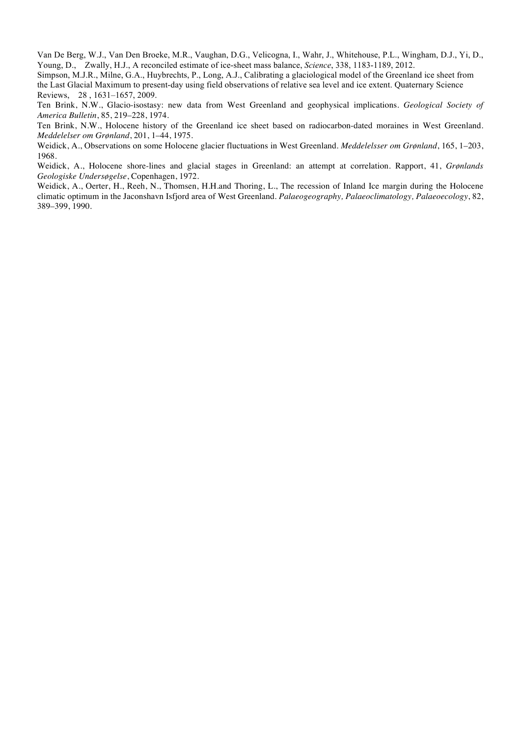Van De Berg, W.J., Van Den Broeke, M.R., Vaughan, D.G., Velicogna, I., Wahr, J., Whitehouse, P.L., Wingham, D.J., Yi, D., Young, D., Zwally, H.J., A reconciled estimate of ice-sheet mass balance, *Science*, 338, 1183-1189, 2012.

Simpson, M.J.R., Milne, G.A., Huybrechts, P., Long, A.J., Calibrating a glaciological model of the Greenland ice sheet from the Last Glacial Maximum to present-day using field observations of relative sea level and ice extent. Quaternary Science Reviews, 28 , 1631–1657, 2009.

Ten Brink, N.W., Glacio-isostasy: new data from West Greenland and geophysical implications. *Geological Society of America Bulletin*, 85, 219–228, 1974.

Ten Brink, N.W., Holocene history of the Greenland ice sheet based on radiocarbon-dated moraines in West Greenland. *Meddelelser om Grønland*, 201, 1–44, 1975.

Weidick, A., Observations on some Holocene glacier fluctuations in West Greenland. *Meddelelsser om Grønland*, 165, 1–203, 1968.

Weidick, A., Holocene shore-lines and glacial stages in Greenland: an attempt at correlation. Rapport, 41, *Grønlands Geologiske Undersøgelse*, Copenhagen, 1972.

Weidick, A., Oerter, H., Reeh, N., Thomsen, H.H.and Thoring, L., The recession of Inland Ice margin during the Holocene climatic optimum in the Jaconshavn Isfjord area of West Greenland. *Palaeogeography, Palaeoclimatology, Palaeoecology*, 82, 389–399, 1990.